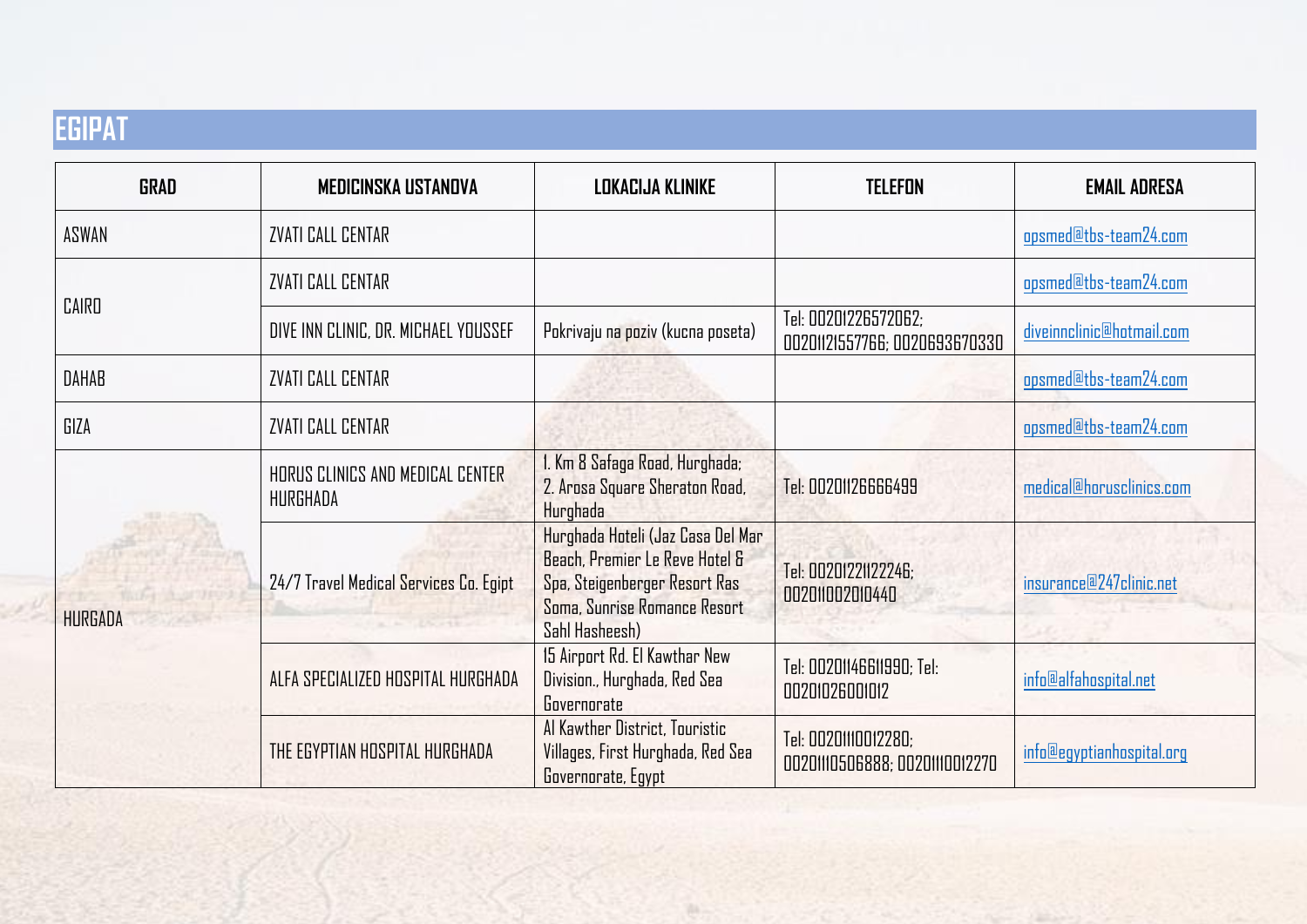# EGIPAT

| GRAD | MEDICINSKA USTANOVA | LOKACIJA KLINIKE | TELEFON | EMAIL ADRESA |
|---|---|---|---|---|
| ASWAN | ZVATI CALL CENTAR | | | opsmed@tbs-team24.com |
| CAIRO | ZVATI CALL CENTAR | | | opsmed@tbs-team24.com |
| | DIVE INN CLINIC, DR. MICHAEL YOUSSEF | Pokrivaju na poziv (kucna poseta) | Tel: 00201226572062; 00201121557766; 0020693670330 | diveinnclinic@hotmail.com |
| DAHAB | ZVATI CALL CENTAR | | | opsmed@tbs-team24.com |
| GIZA | ZVATI CALL CENTAR | | | opsmed@tbs-team24.com |
| HURGADA | HORUS CLINICS AND MEDICAL CENTER HURGHADA | 1. Km 8 Safaga Road, Hurghada; 2. Arosa Square Sheraton Road, Hurghada | Tel: 00201126666499 | medical@horusclinics.com |
| | 24/7 Travel Medical Services Co. Egipt | Hurghada Hoteli (Jaz Casa Del Mar Beach, Premier Le Reve Hotel & Spa, Steigenberger Resort Ras Soma, Sunrise Romance Resort Sahl Hasheesh) | Tel: 00201221122246; 00201100201044O | insurance@247clinic.net |
| | ALFA SPECIALIZED HOSPITAL HURGHADA | 15 Airport Rd. El Kawthar New Division., Hurghada, Red Sea Governorate | Tel: 00201146611990; Tel: 00201026001012 | info@alfahospital.net |
| | THE EGYPTIAN HOSPITAL HURGHADA | Al Kawther District, Touristic Villages, First Hurghada, Red Sea Governorate, Egypt | Tel: 00201110012280; 00201110506888; 00201110012270 | info@egyptianhospital.org |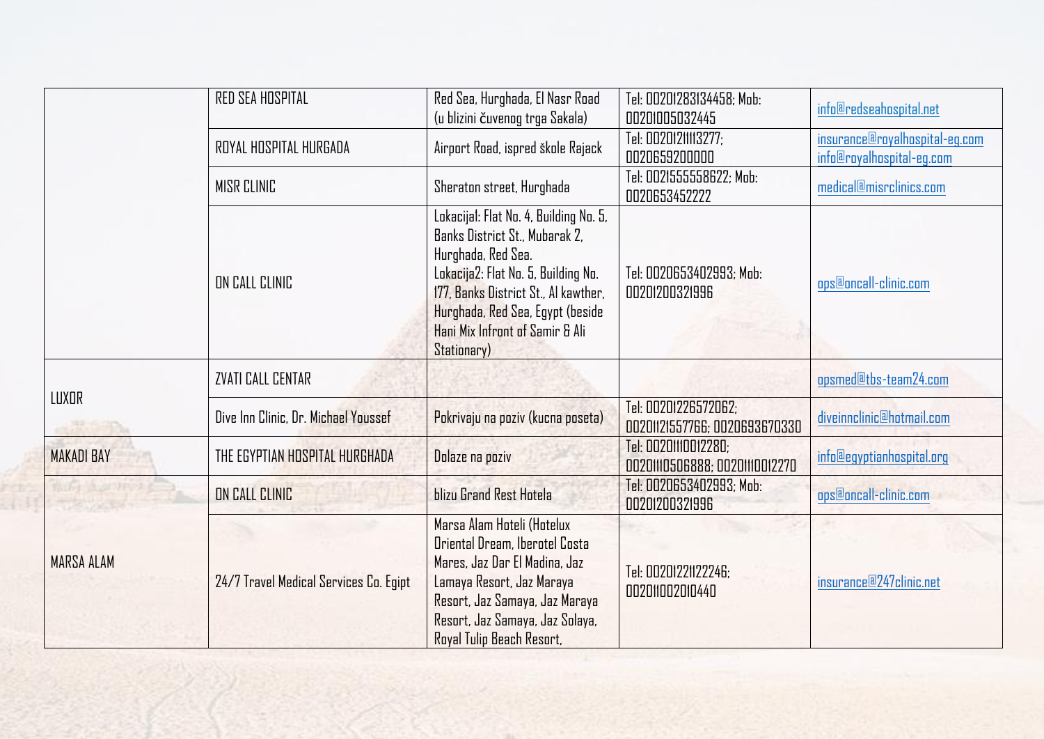| | | | | |
|---|---|---|---|---|
| | RED SEA HOSPITAL | Red Sea, Hurghada, El Nasr Road (u blizini čuvenog trga Sakala) | Tel: 00201283134458; Mob: 00201005032445 | info@redseahospital.net |
| | ROYAL HOSPITAL HURGADA | Airport Road, ispred škole Rajack | Tel: 0020121113277; 0020659200000 | insurance@royalhospital-eg.com info@royalhospital-eg.com |
| | MISR CLINIC | Sheraton street, Hurghada | Tel: 0021555558622; Mob: 0020653452222 | medical@misrclinics.com |
| | ON CALL CLINIC | Lokacija1: Flat No. 4, Building No. 5, Banks District St., Mubarak 2, Hurghada, Red Sea. Lokacija2: Flat No. 5, Building No. 177, Banks District St., Al kawther, Hurghada, Red Sea, Egypt (beside Hani Mix Infront of Samir & Ali Stationary) | Tel: 0020653402993; Mob: 00201200321996 | ops@oncall-clinic.com |
| LUXOR | ZVATI CALL CENTAR | | | opsmed@tbs-team24.com |
| | Dive Inn Clinic, Dr. Michael Youssef | Pokrivaju na poziv (kucna poseta) | Tel: 00201226572062; 00201121557766; 0020693670330 | diveinnclinic@hotmail.com |
| MAKADI BAY | THE EGYPTIAN HOSPITAL HURGHADA | Dolaze na poziv | Tel: 00201110012280; 00201110506888; 00201110012270 | info@egyptianhospital.org |
| MARSA ALAM | ON CALL CLINIC | blizu Grand Rest Hotela | Tel: 0020653402993; Mob: 00201200321996 | ops@oncall-clinic.com |
| | 24/7 Travel Medical Services Co. Egipt | Marsa Alam Hoteli (Hotelux Oriental Dream, Iberotel Costa Mares, Jaz Dar El Madina, Jaz Lamaya Resort, Jaz Maraya Resort, Jaz Samaya, Jaz Maraya Resort, Jaz Samaya, Jaz Solaya, Royal Tulip Beach Resort, | Tel: 00201221122246; 00201002010440 | insurance@247clinic.net |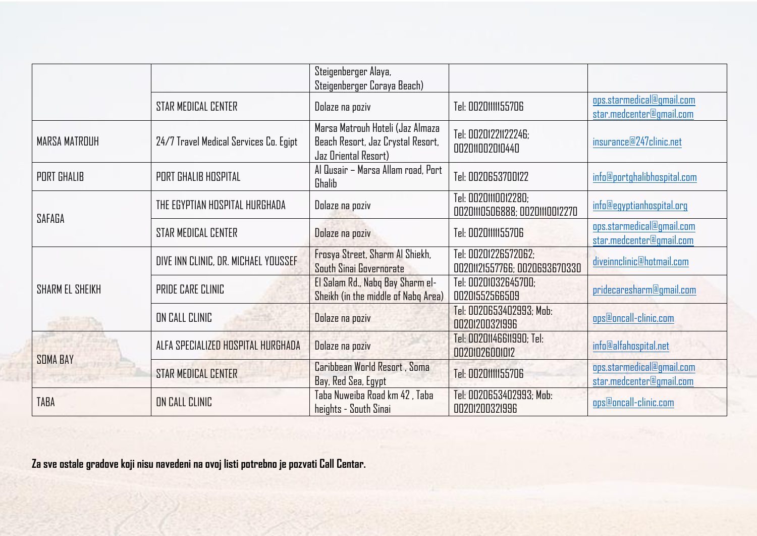| | | | | |
|---|---|---|---|---|
| | | Steigenberger Alaya, Steigenberger Coraya Beach) | | |
| | STAR MEDICAL CENTER | Dolaze na poziv | Tel: 00201111155706 | ops.starmedical@gmail.com star.medcenter@gmail.com |
| MARSA MATROUH | 24/7 Travel Medical Services Co. Egipt | Marsa Matrouh Hoteli (Jaz Almaza Beach Resort, Jaz Crystal Resort, Jaz Oriental Resort) | Tel: 00201221122246; 002011002010440 | insurance@247clinic.net |
| PORT GHALIB | PORT GHALIB HOSPITAL | Al Qusair – Marsa Allam road, Port Ghalib | Tel: 0020653700122 | info@portghalibhospital.com |
| SAFAGA | THE EGYPTIAN HOSPITAL HURGHADA | Dolaze na poziv | Tel: 00201110012280; 00201110506888; 00201110012270 | info@egyptianhospital.org |
| | STAR MEDICAL CENTER | Dolaze na poziv | Tel: 00201111155706 | ops.starmedical@gmail.com star.medcenter@gmail.com |
| SHARM EL SHEIKH | DIVE INN CLINIC, DR. MICHAEL YOUSSEF | Frosya Street, Sharm Al Shiekh, South Sinai Governorate | Tel: 00201226572062; 00201121557766; 0020693670330 | diveinnclinic@hotmail.com |
| | PRIDE CARE CLINIC | El Salam Rd., Nabq Bay Sharm el-Sheikh (in the middle of Nabq Area) | Tel: 00201032645700; 00201552566509 | pridecaresharm@gmail.com |
| | ON CALL CLINIC | Dolaze na poziv | Tel: 0020653402993; Mob: 00201200321996 | ops@oncall-clinic.com |
| SOMA BAY | ALFA SPECIALIZED HOSPITAL HURGHADA | Dolaze na poziv | Tel: 00201146611990; Tel: 00201026001012 | info@alfahospital.net |
| | STAR MEDICAL CENTER | Caribbean World Resort , Soma Bay, Red Sea, Egypt | Tel: 00201111155706 | ops.starmedical@gmail.com star.medcenter@gmail.com |
| TABA | ON CALL CLINIC | Taba Nuweiba Road km 42 , Taba heights - South Sinai | Tel: 0020653402993; Mob: 00201200321996 | ops@oncall-clinic.com |

**Za sve ostale gradove koji nisu navedeni na ovoj listi potrebno je pozvati Call Centar.**